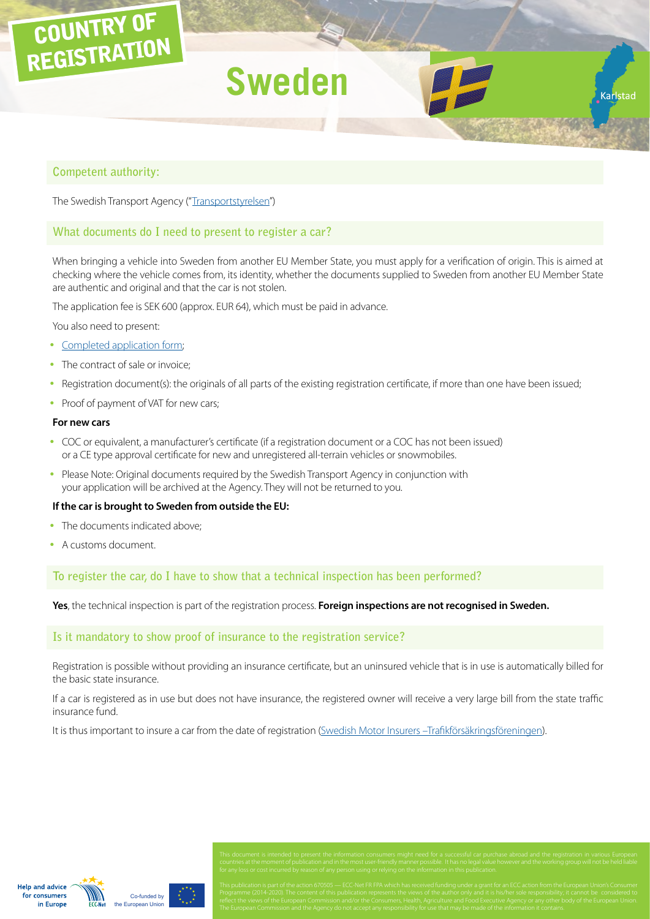# COUNTRY OF REGISTRATION

# Sweden

Karlstad

## Competent authority:

The Swedish Transport Agency ("Transportstyrelsen")

## What documents do I need to present to register a car?

When bringing a vehicle into Sweden from another EU Member State, you must apply for a verification of origin. This is aimed at checking where the vehicle comes from, its identity, whether the documents supplied to Sweden from another EU Member State are authentic and original and that the car is not stolen.

The application fee is SEK 600 (approx. EUR 64), which must be paid in advance.

You also need to present:

- Completed application form;
- The contract of sale or invoice;
- Registration document(s): the originals of all parts of the existing registration certificate, if more than one have been issued;
- Proof of payment of VAT for new cars;

**For new cars**

- COC or equivalent, a manufacturer's certificate (if a registration document or a COC has not been issued) or a CE type approval certificate for new and unregistered all-terrain vehicles or snowmobiles.
- Please Note: Original documents required by the Swedish Transport Agency in conjunction with your application will be archived at the Agency. They will not be returned to you.

**If the car is brought to Sweden from outside the EU:**

- The documents indicated above;
- A customs document.

## To register the car, do I have to show that a technical inspection has been performed?

**Yes**, the technical inspection is part of the registration process. **Foreign inspections are not recognised in Sweden.**

## Is it mandatory to show proof of insurance to the registration service?

Registration is possible without providing an insurance certificate, but an uninsured vehicle that is in use is automatically billed for the basic state insurance.

If a car is registered as in use but does not have insurance, the registered owner will receive a very large bill from the state traffic insurance fund.

It is thus important to insure a car from the date of registration (Swedish Motor Insurers –Trafikförsäkringsföreningen).

This document is intended to present the information consumers might need for a successful car purchase abroad and the registration in various European countries at the moment of publication and in the most user-friendly manner possible. It has no legal value however and the working group will not be held liable for any loss or cost incurred by reason of any person using or relying on the information in this publication.

This publication is part of the action 670505 — ECC-Net FR FPA which has received funding under a grant for an ECC action from the European Union's Consumer Programme (2014-2020). The content of this publication represents the views of the author only and it is his/her sole responsibility; it cannot be considered to reflect the views of the European Commission and/or the Consumers, Health, Agriculture and Food Executive Agency or any other body of the European Union. The European Commission and the Agency do not accept any responsibility for use that may be made of the information it contains.

Help and advice for consumers in Europe — ECC-Net — Co-funded by the European Union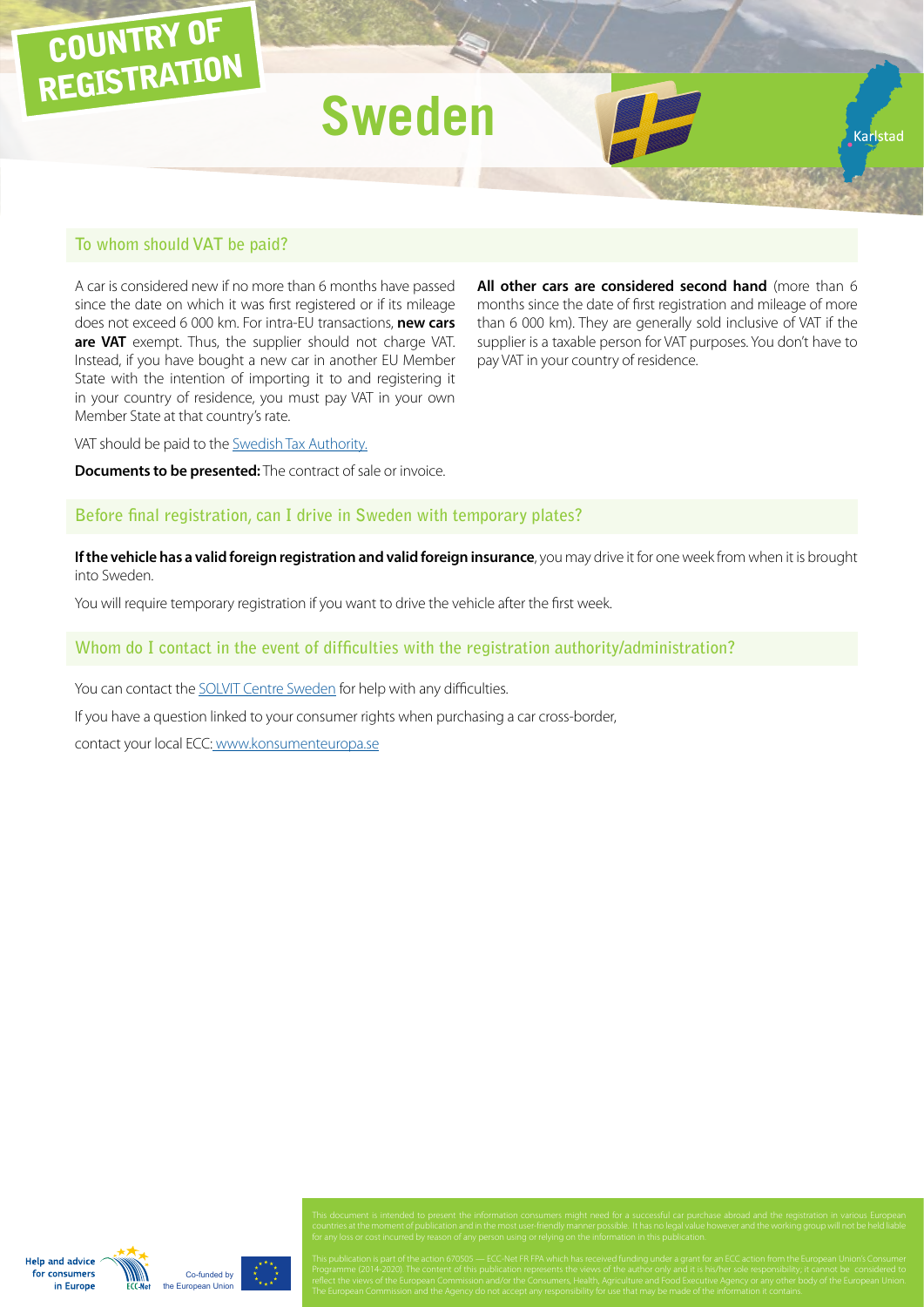COUNTRY OF REGISTRATION

# Sweden

Karlstad

## To whom should VAT be paid?

A car is considered new if no more than 6 months have passed since the date on which it was first registered or if its mileage does not exceed 6 000 km. For intra-EU transactions, **new cars are VAT** exempt. Thus, the supplier should not charge VAT. Instead, if you have bought a new car in another EU Member State with the intention of importing it to and registering it in your country of residence, you must pay VAT in your own Member State at that country's rate.

VAT should be paid to the Swedish Tax Authority.

**Documents to be presented:** The contract of sale or invoice.

**All other cars are considered second hand** (more than 6 months since the date of first registration and mileage of more than 6 000 km). They are generally sold inclusive of VAT if the supplier is a taxable person for VAT purposes. You don't have to pay VAT in your country of residence.

## Before final registration, can I drive in Sweden with temporary plates?

**If the vehicle has a valid foreign registration and valid foreign insurance**, you may drive it for one week from when it is brought into Sweden.

You will require temporary registration if you want to drive the vehicle after the first week.

## Whom do I contact in the event of difficulties with the registration authority/administration?

You can contact the SOLVIT Centre Sweden for help with any difficulties.

If you have a question linked to your consumer rights when purchasing a car cross-border,

contact your local ECC: www.konsumenteuropa.se

This document is intended to present the information consumers might need for a successful car purchase abroad and the registration in various European countries at the moment of publication and in the most user-friendly manner possible. It has no legal value however and the working group will not be held liable for any loss or cost incurred by reason of any person using or relying on the information in this publication.

This publication is part of the action 670505 — ECC-Net FR FPA which has received funding under a grant for an ECC action from the European Union's Consumer Programme (2014-2020). The content of this publication represents the views of the author only and it is his/her sole responsibility; it cannot be considered to reflect the views of the European Commission and/or the Consumers, Health, Agriculture and Food Executive Agency or any other body of the European Union. The European Commission and the Agency do not accept any responsibility for use that may be made of the information it contains.

Help and advice for consumers in Europe

ECC-Net

Co-funded by the European Union